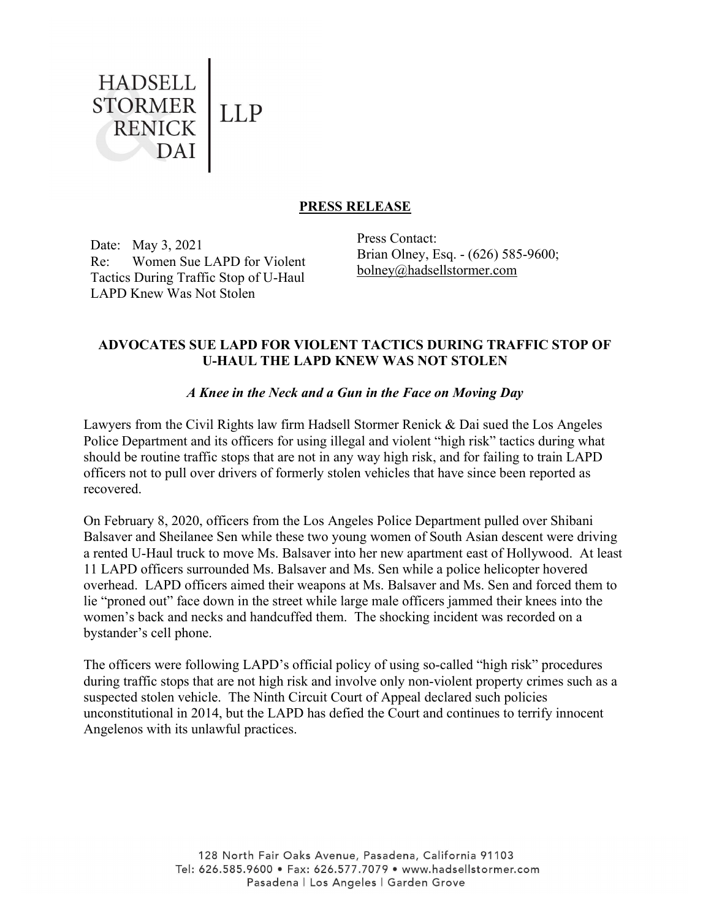HADSELL STORMER RENICK & DAI LLP

## PRESS RELEASE

Date: May 3, 2021
Re: Women Sue LAPD for Violent Tactics During Traffic Stop of U-Haul LAPD Knew Was Not Stolen

Press Contact:
Brian Olney, Esq. - (626) 585-9600;
bolney@hadsellstormer.com

### ADVOCATES SUE LAPD FOR VIOLENT TACTICS DURING TRAFFIC STOP OF U-HAUL THE LAPD KNEW WAS NOT STOLEN

***A Knee in the Neck and a Gun in the Face on Moving Day***

Lawyers from the Civil Rights law firm Hadsell Stormer Renick & Dai sued the Los Angeles Police Department and its officers for using illegal and violent "high risk" tactics during what should be routine traffic stops that are not in any way high risk, and for failing to train LAPD officers not to pull over drivers of formerly stolen vehicles that have since been reported as recovered.

On February 8, 2020, officers from the Los Angeles Police Department pulled over Shibani Balsaver and Sheilanee Sen while these two young women of South Asian descent were driving a rented U-Haul truck to move Ms. Balsaver into her new apartment east of Hollywood. At least 11 LAPD officers surrounded Ms. Balsaver and Ms. Sen while a police helicopter hovered overhead. LAPD officers aimed their weapons at Ms. Balsaver and Ms. Sen and forced them to lie "proned out" face down in the street while large male officers jammed their knees into the women's back and necks and handcuffed them. The shocking incident was recorded on a bystander's cell phone.

The officers were following LAPD's official policy of using so-called "high risk" procedures during traffic stops that are not high risk and involve only non-violent property crimes such as a suspected stolen vehicle. The Ninth Circuit Court of Appeal declared such policies unconstitutional in 2014, but the LAPD has defied the Court and continues to terrify innocent Angelenos with its unlawful practices.

128 North Fair Oaks Avenue, Pasadena, California 91103
Tel: 626.585.9600 • Fax: 626.577.7079 • www.hadsellstormer.com
Pasadena | Los Angeles | Garden Grove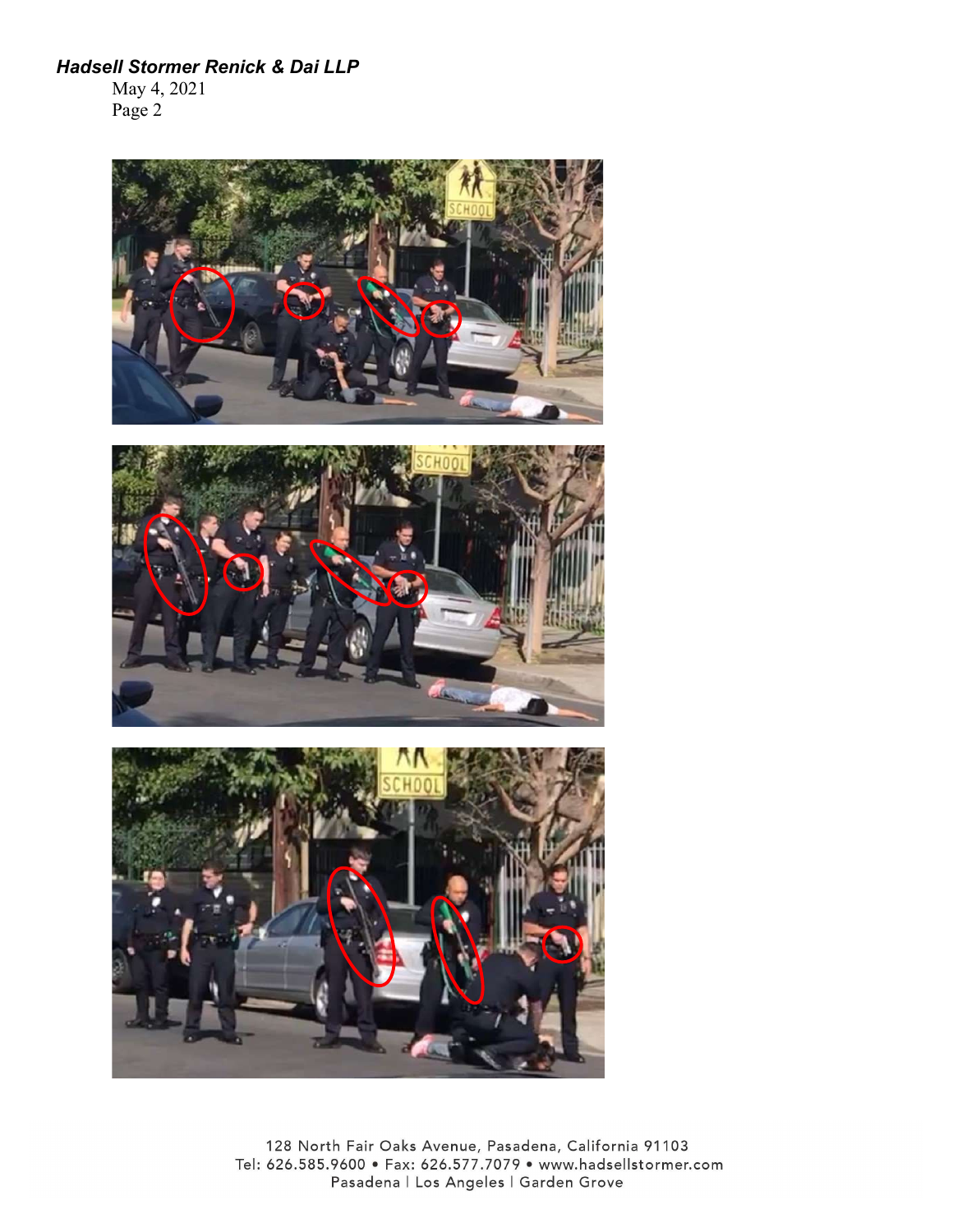**_Hadsell Stormer Renick & Dai LLP_**

May 4, 2021

Page 2

128 North Fair Oaks Avenue, Pasadena, California 91103
Tel: 626.585.9600 • Fax: 626.577.7079 • www.hadsellstormer.com
Pasadena | Los Angeles | Garden Grove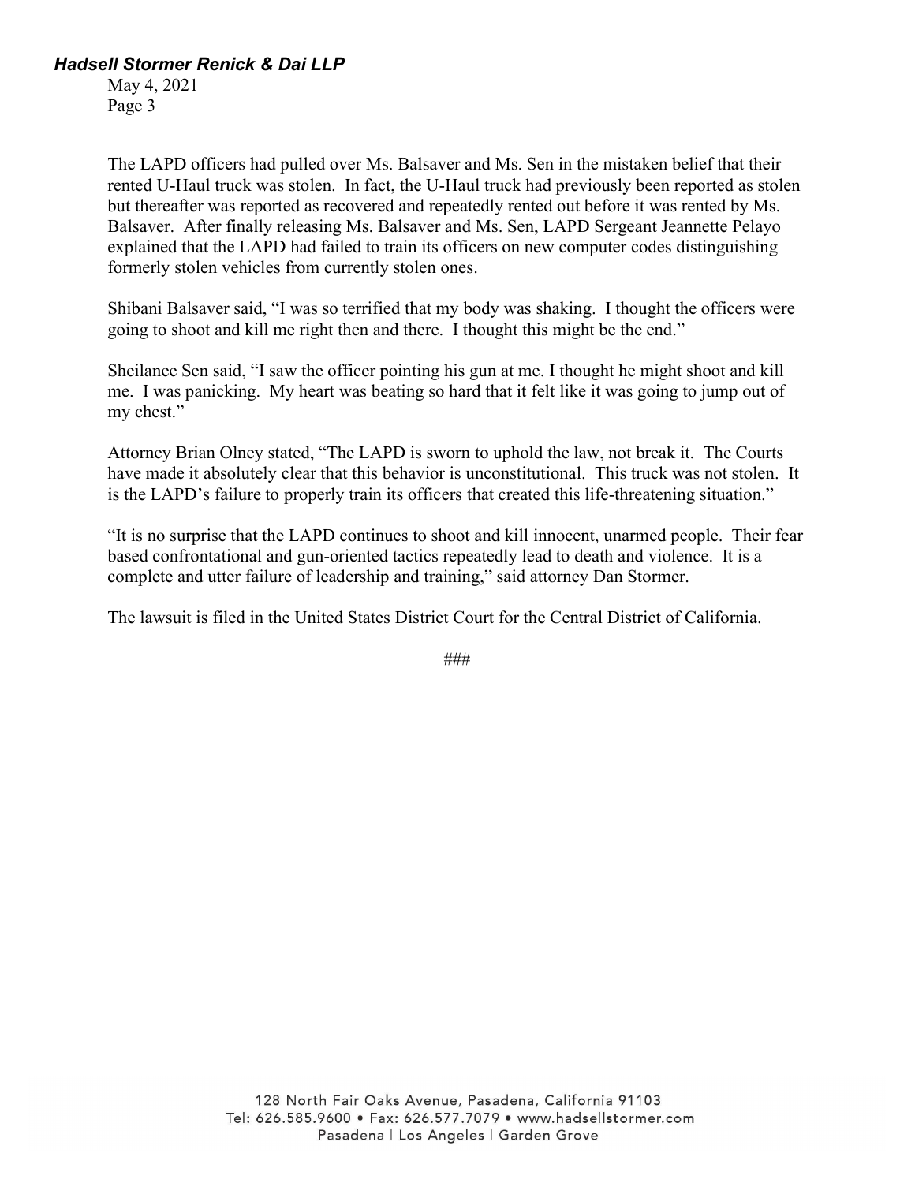The LAPD officers had pulled over Ms. Balsaver and Ms. Sen in the mistaken belief that their rented U-Haul truck was stolen. In fact, the U-Haul truck had previously been reported as stolen but thereafter was reported as recovered and repeatedly rented out before it was rented by Ms. Balsaver. After finally releasing Ms. Balsaver and Ms. Sen, LAPD Sergeant Jeannette Pelayo explained that the LAPD had failed to train its officers on new computer codes distinguishing formerly stolen vehicles from currently stolen ones.

Shibani Balsaver said, "I was so terrified that my body was shaking. I thought the officers were going to shoot and kill me right then and there. I thought this might be the end."

Sheilanee Sen said, "I saw the officer pointing his gun at me. I thought he might shoot and kill me. I was panicking. My heart was beating so hard that it felt like it was going to jump out of my chest."

Attorney Brian Olney stated, "The LAPD is sworn to uphold the law, not break it. The Courts have made it absolutely clear that this behavior is unconstitutional. This truck was not stolen. It is the LAPD's failure to properly train its officers that created this life-threatening situation."

"It is no surprise that the LAPD continues to shoot and kill innocent, unarmed people. Their fear based confrontational and gun-oriented tactics repeatedly lead to death and violence. It is a complete and utter failure of leadership and training," said attorney Dan Stormer.

The lawsuit is filed in the United States District Court for the Central District of California.

###

128 North Fair Oaks Avenue, Pasadena, California 91103
Tel: 626.585.9600 • Fax: 626.577.7079 • www.hadsellstormer.com
Pasadena | Los Angeles | Garden Grove